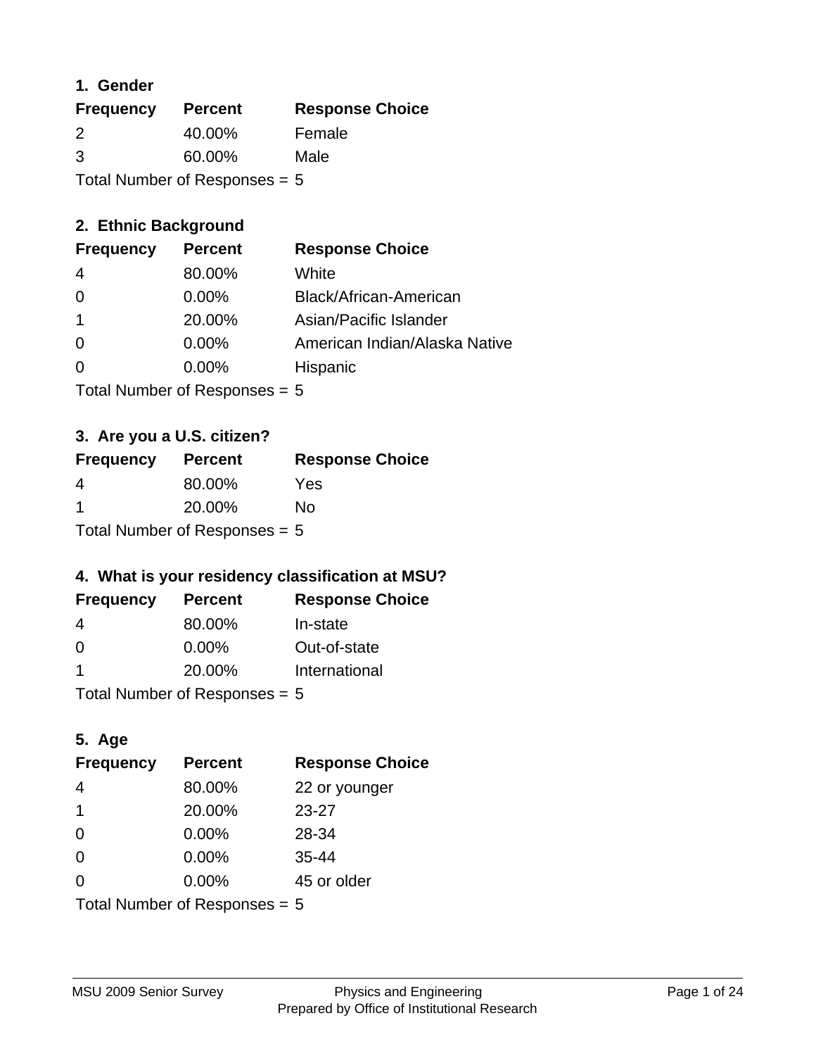## 1. Gender

| Frequency | Percent | Response Choice |
| --- | --- | --- |
| 2 | 40.00% | Female |
| 3 | 60.00% | Male |

Total Number of Responses = 5

## 2. Ethnic Background

| Frequency | Percent | Response Choice |
| --- | --- | --- |
| 4 | 80.00% | White |
| 0 | 0.00% | Black/African-American |
| 1 | 20.00% | Asian/Pacific Islander |
| 0 | 0.00% | American Indian/Alaska Native |
| 0 | 0.00% | Hispanic |

Total Number of Responses = 5

## 3. Are you a U.S. citizen?

| Frequency | Percent | Response Choice |
| --- | --- | --- |
| 4 | 80.00% | Yes |
| 1 | 20.00% | No |

Total Number of Responses = 5

## 4. What is your residency classification at MSU?

| Frequency | Percent | Response Choice |
| --- | --- | --- |
| 4 | 80.00% | In-state |
| 0 | 0.00% | Out-of-state |
| 1 | 20.00% | International |

Total Number of Responses = 5

## 5. Age

| Frequency | Percent | Response Choice |
| --- | --- | --- |
| 4 | 80.00% | 22 or younger |
| 1 | 20.00% | 23-27 |
| 0 | 0.00% | 28-34 |
| 0 | 0.00% | 35-44 |
| 0 | 0.00% | 45 or older |

Total Number of Responses = 5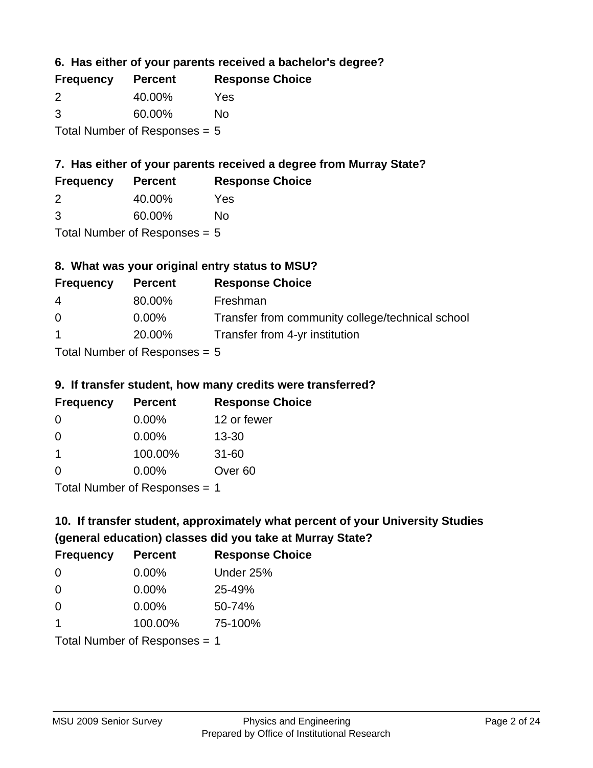### 6. Has either of your parents received a bachelor's degree?

| Frequency | Percent | Response Choice |
| --- | --- | --- |
| 2 | 40.00% | Yes |
| 3 | 60.00% | No |

Total Number of Responses = 5

### 7. Has either of your parents received a degree from Murray State?

| Frequency | Percent | Response Choice |
| --- | --- | --- |
| 2 | 40.00% | Yes |
| 3 | 60.00% | No |

Total Number of Responses = 5

### 8. What was your original entry status to MSU?

| Frequency | Percent | Response Choice |
| --- | --- | --- |
| 4 | 80.00% | Freshman |
| 0 | 0.00% | Transfer from community college/technical school |
| 1 | 20.00% | Transfer from 4-yr institution |

Total Number of Responses = 5

### 9. If transfer student, how many credits were transferred?

| Frequency | Percent | Response Choice |
| --- | --- | --- |
| 0 | 0.00% | 12 or fewer |
| 0 | 0.00% | 13-30 |
| 1 | 100.00% | 31-60 |
| 0 | 0.00% | Over 60 |

Total Number of Responses = 1

### 10. If transfer student, approximately what percent of your University Studies (general education) classes did you take at Murray State?

| Frequency | Percent | Response Choice |
| --- | --- | --- |
| 0 | 0.00% | Under 25% |
| 0 | 0.00% | 25-49% |
| 0 | 0.00% | 50-74% |
| 1 | 100.00% | 75-100% |

Total Number of Responses = 1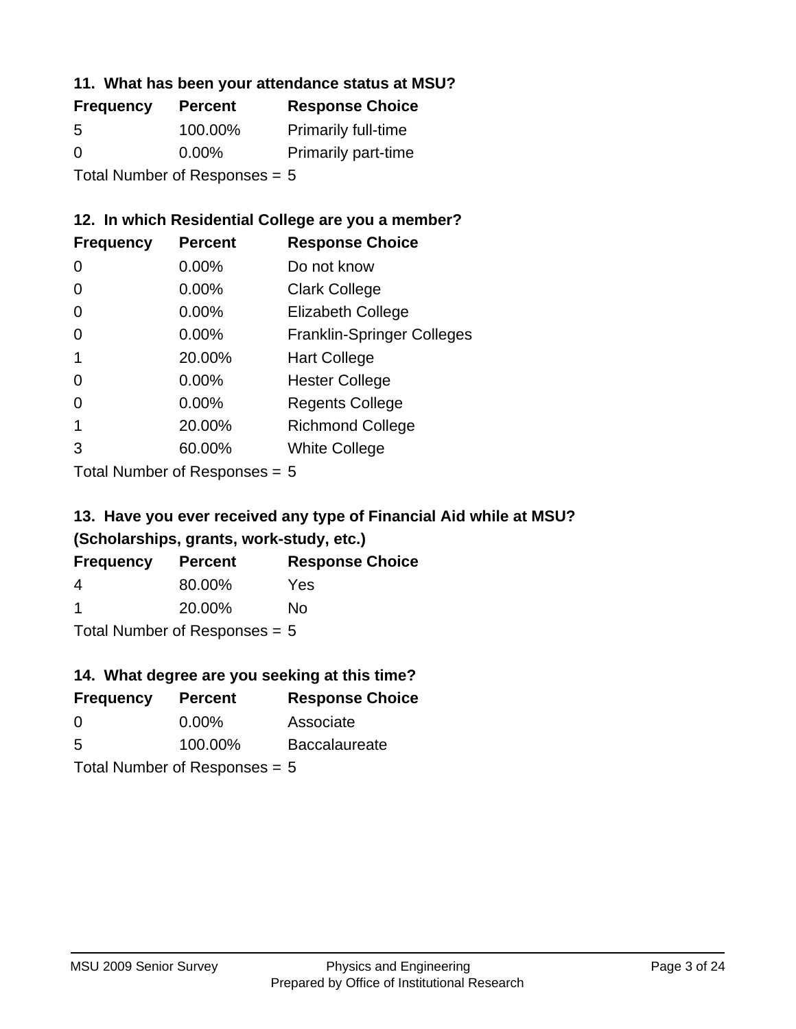### 11. What has been your attendance status at MSU?

| Frequency | Percent | Response Choice |
|---|---|---|
| 5 | 100.00% | Primarily full-time |
| 0 | 0.00% | Primarily part-time |

Total Number of Responses = 5

### 12. In which Residential College are you a member?

| Frequency | Percent | Response Choice |
|---|---|---|
| 0 | 0.00% | Do not know |
| 0 | 0.00% | Clark College |
| 0 | 0.00% | Elizabeth College |
| 0 | 0.00% | Franklin-Springer Colleges |
| 1 | 20.00% | Hart College |
| 0 | 0.00% | Hester College |
| 0 | 0.00% | Regents College |
| 1 | 20.00% | Richmond College |
| 3 | 60.00% | White College |

Total Number of Responses = 5

### 13. Have you ever received any type of Financial Aid while at MSU? (Scholarships, grants, work-study, etc.)

| Frequency | Percent | Response Choice |
|---|---|---|
| 4 | 80.00% | Yes |
| 1 | 20.00% | No |

Total Number of Responses = 5

### 14. What degree are you seeking at this time?

| Frequency | Percent | Response Choice |
|---|---|---|
| 0 | 0.00% | Associate |
| 5 | 100.00% | Baccalaureate |

Total Number of Responses = 5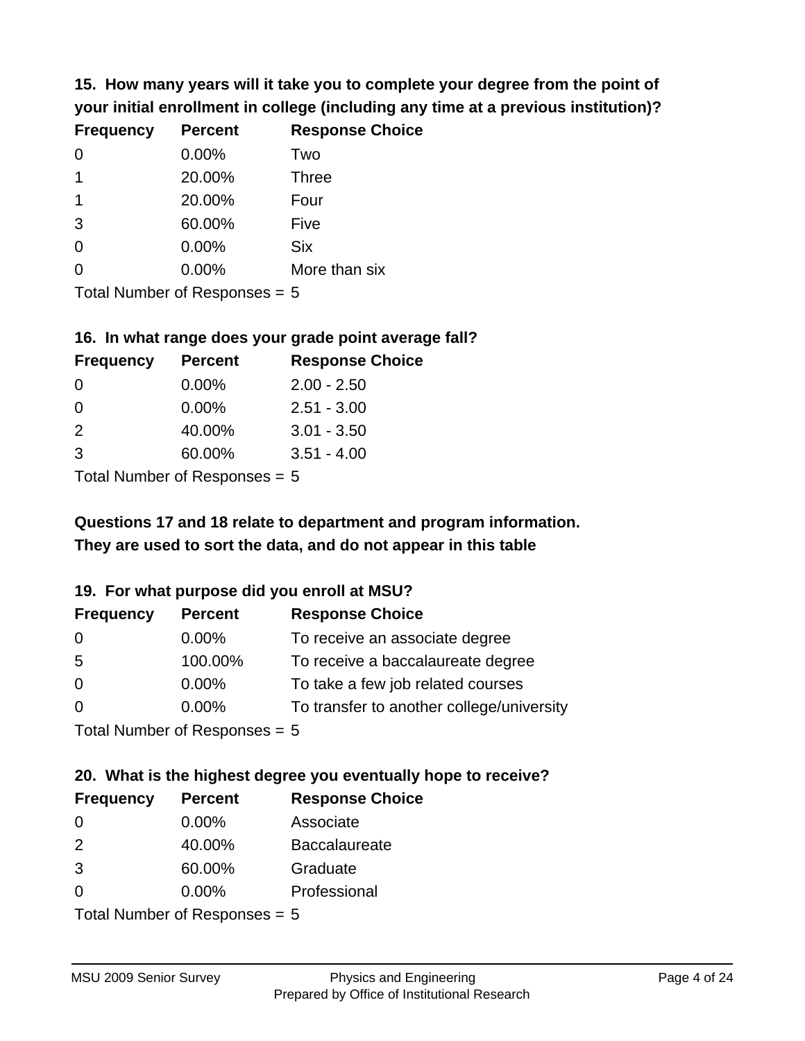**15. How many years will it take you to complete your degree from the point of your initial enrollment in college (including any time at a previous institution)?**

| Frequency | Percent | Response Choice |
|---|---|---|
| 0 | 0.00% | Two |
| 1 | 20.00% | Three |
| 1 | 20.00% | Four |
| 3 | 60.00% | Five |
| 0 | 0.00% | Six |
| 0 | 0.00% | More than six |

Total Number of Responses = 5

**16. In what range does your grade point average fall?**

| Frequency | Percent | Response Choice |
|---|---|---|
| 0 | 0.00% | 2.00 - 2.50 |
| 0 | 0.00% | 2.51 - 3.00 |
| 2 | 40.00% | 3.01 - 3.50 |
| 3 | 60.00% | 3.51 - 4.00 |

Total Number of Responses = 5

**Questions 17 and 18 relate to department and program information. They are used to sort the data, and do not appear in this table**

**19. For what purpose did you enroll at MSU?**

| Frequency | Percent | Response Choice |
|---|---|---|
| 0 | 0.00% | To receive an associate degree |
| 5 | 100.00% | To receive a baccalaureate degree |
| 0 | 0.00% | To take a few job related courses |
| 0 | 0.00% | To transfer to another college/university |

Total Number of Responses = 5

**20. What is the highest degree you eventually hope to receive?**

| Frequency | Percent | Response Choice |
|---|---|---|
| 0 | 0.00% | Associate |
| 2 | 40.00% | Baccalaureate |
| 3 | 60.00% | Graduate |
| 0 | 0.00% | Professional |

Total Number of Responses = 5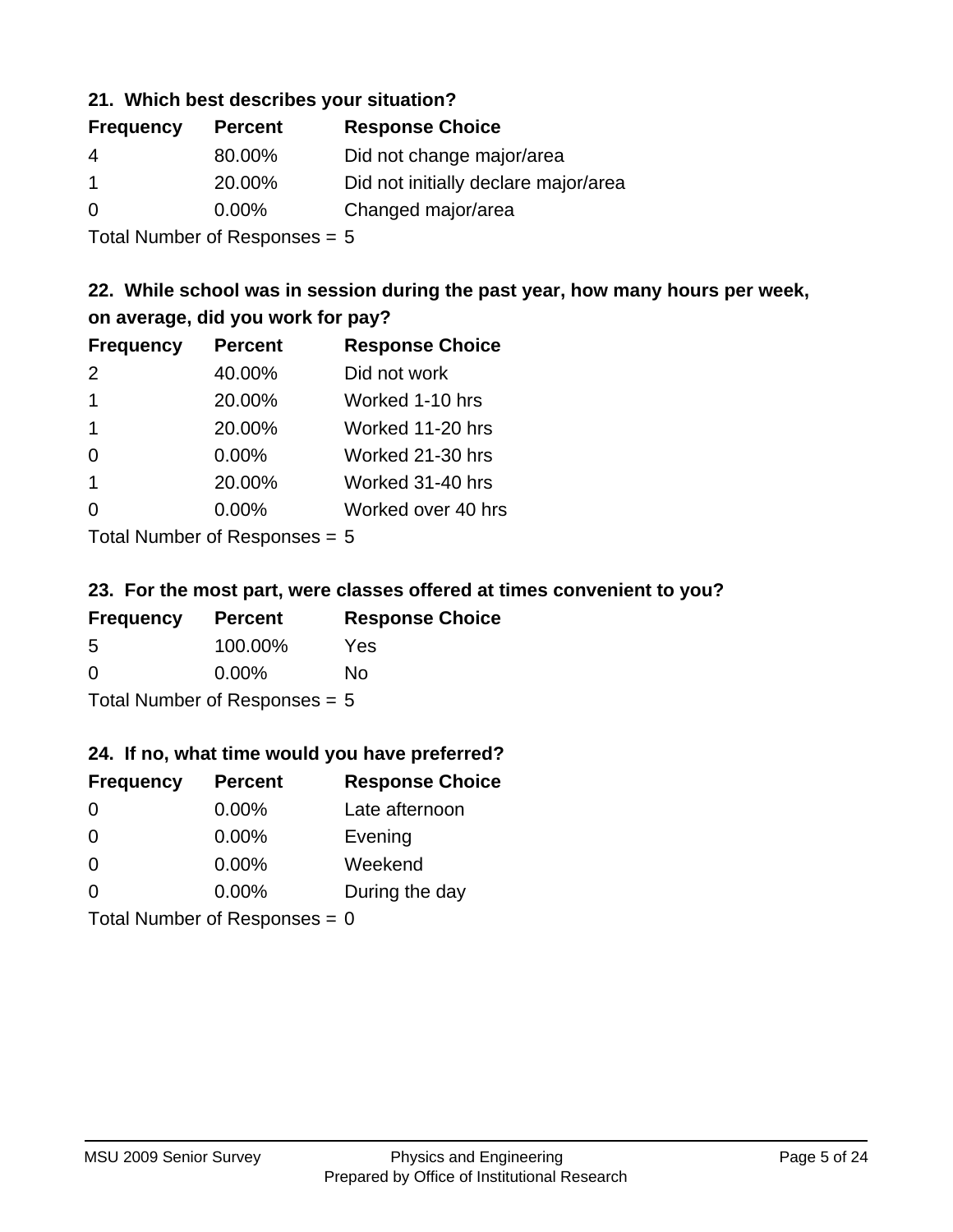### 21. Which best describes your situation?

| Frequency | Percent | Response Choice |
|---|---|---|
| 4 | 80.00% | Did not change major/area |
| 1 | 20.00% | Did not initially declare major/area |
| 0 | 0.00% | Changed major/area |

Total Number of Responses = 5

### 22. While school was in session during the past year, how many hours per week, on average, did you work for pay?

| Frequency | Percent | Response Choice |
|---|---|---|
| 2 | 40.00% | Did not work |
| 1 | 20.00% | Worked 1-10 hrs |
| 1 | 20.00% | Worked 11-20 hrs |
| 0 | 0.00% | Worked 21-30 hrs |
| 1 | 20.00% | Worked 31-40 hrs |
| 0 | 0.00% | Worked over 40 hrs |

Total Number of Responses = 5

### 23. For the most part, were classes offered at times convenient to you?

| Frequency | Percent | Response Choice |
|---|---|---|
| 5 | 100.00% | Yes |
| 0 | 0.00% | No |

Total Number of Responses = 5

### 24. If no, what time would you have preferred?

| Frequency | Percent | Response Choice |
|---|---|---|
| 0 | 0.00% | Late afternoon |
| 0 | 0.00% | Evening |
| 0 | 0.00% | Weekend |
| 0 | 0.00% | During the day |

Total Number of Responses = 0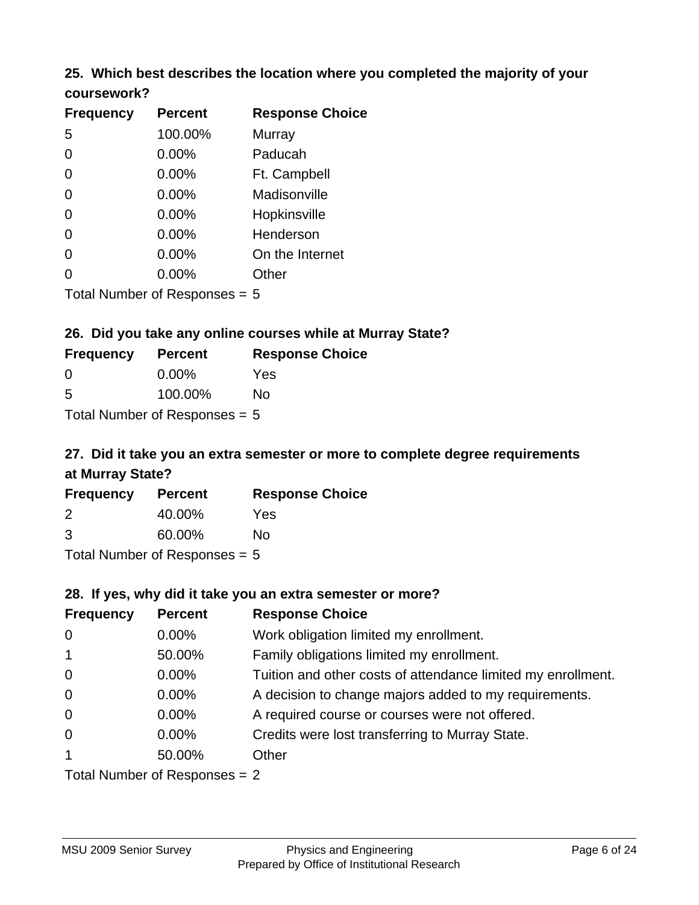### 25. Which best describes the location where you completed the majority of your coursework?

| Frequency | Percent | Response Choice |
|---|---|---|
| 5 | 100.00% | Murray |
| 0 | 0.00% | Paducah |
| 0 | 0.00% | Ft. Campbell |
| 0 | 0.00% | Madisonville |
| 0 | 0.00% | Hopkinsville |
| 0 | 0.00% | Henderson |
| 0 | 0.00% | On the Internet |
| 0 | 0.00% | Other |

Total Number of Responses = 5

### 26. Did you take any online courses while at Murray State?

| Frequency | Percent | Response Choice |
|---|---|---|
| 0 | 0.00% | Yes |
| 5 | 100.00% | No |

Total Number of Responses = 5

### 27. Did it take you an extra semester or more to complete degree requirements at Murray State?

| Frequency | Percent | Response Choice |
|---|---|---|
| 2 | 40.00% | Yes |
| 3 | 60.00% | No |

Total Number of Responses = 5

### 28. If yes, why did it take you an extra semester or more?

| Frequency | Percent | Response Choice |
|---|---|---|
| 0 | 0.00% | Work obligation limited my enrollment. |
| 1 | 50.00% | Family obligations limited my enrollment. |
| 0 | 0.00% | Tuition and other costs of attendance limited my enrollment. |
| 0 | 0.00% | A decision to change majors added to my requirements. |
| 0 | 0.00% | A required course or courses were not offered. |
| 0 | 0.00% | Credits were lost transferring to Murray State. |
| 1 | 50.00% | Other |

Total Number of Responses = 2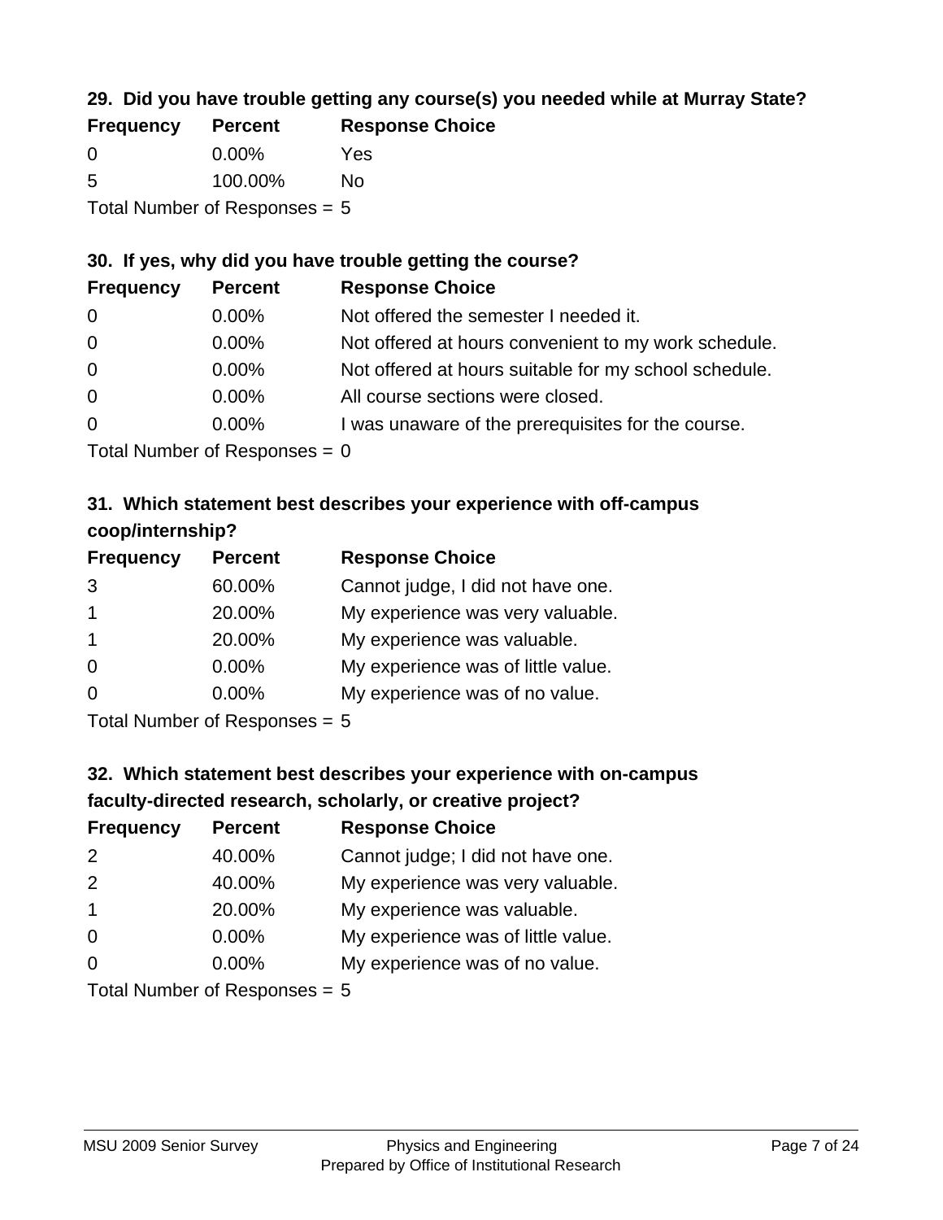### 29. Did you have trouble getting any course(s) you needed while at Murray State?

| Frequency | Percent | Response Choice |
|---|---|---|
| 0 | 0.00% | Yes |
| 5 | 100.00% | No |

Total Number of Responses = 5

### 30. If yes, why did you have trouble getting the course?

| Frequency | Percent | Response Choice |
|---|---|---|
| 0 | 0.00% | Not offered the semester I needed it. |
| 0 | 0.00% | Not offered at hours convenient to my work schedule. |
| 0 | 0.00% | Not offered at hours suitable for my school schedule. |
| 0 | 0.00% | All course sections were closed. |
| 0 | 0.00% | I was unaware of the prerequisites for the course. |

Total Number of Responses = 0

### 31. Which statement best describes your experience with off-campus coop/internship?

| Frequency | Percent | Response Choice |
|---|---|---|
| 3 | 60.00% | Cannot judge, I did not have one. |
| 1 | 20.00% | My experience was very valuable. |
| 1 | 20.00% | My experience was valuable. |
| 0 | 0.00% | My experience was of little value. |
| 0 | 0.00% | My experience was of no value. |

Total Number of Responses = 5

### 32. Which statement best describes your experience with on-campus faculty-directed research, scholarly, or creative project?

| Frequency | Percent | Response Choice |
|---|---|---|
| 2 | 40.00% | Cannot judge; I did not have one. |
| 2 | 40.00% | My experience was very valuable. |
| 1 | 20.00% | My experience was valuable. |
| 0 | 0.00% | My experience was of little value. |
| 0 | 0.00% | My experience was of no value. |

Total Number of Responses = 5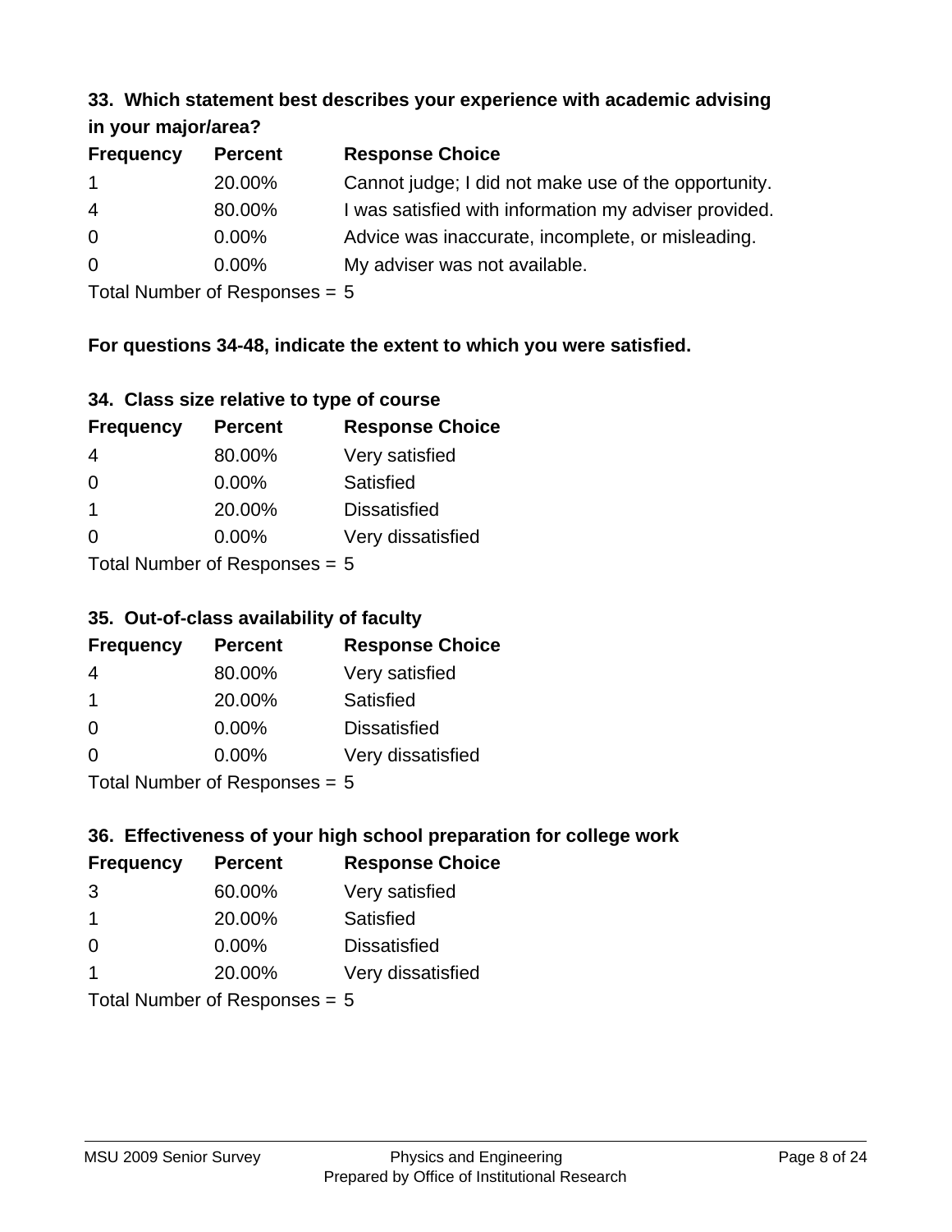### 33. Which statement best describes your experience with academic advising in your major/area?

| Frequency | Percent | Response Choice |
|---|---|---|
| 1 | 20.00% | Cannot judge; I did not make use of the opportunity. |
| 4 | 80.00% | I was satisfied with information my adviser provided. |
| 0 | 0.00% | Advice was inaccurate, incomplete, or misleading. |
| 0 | 0.00% | My adviser was not available. |

Total Number of Responses = 5

**For questions 34-48, indicate the extent to which you were satisfied.**

### 34. Class size relative to type of course

| Frequency | Percent | Response Choice |
|---|---|---|
| 4 | 80.00% | Very satisfied |
| 0 | 0.00% | Satisfied |
| 1 | 20.00% | Dissatisfied |
| 0 | 0.00% | Very dissatisfied |

Total Number of Responses = 5

### 35. Out-of-class availability of faculty

| Frequency | Percent | Response Choice |
|---|---|---|
| 4 | 80.00% | Very satisfied |
| 1 | 20.00% | Satisfied |
| 0 | 0.00% | Dissatisfied |
| 0 | 0.00% | Very dissatisfied |

Total Number of Responses = 5

### 36. Effectiveness of your high school preparation for college work

| Frequency | Percent | Response Choice |
|---|---|---|
| 3 | 60.00% | Very satisfied |
| 1 | 20.00% | Satisfied |
| 0 | 0.00% | Dissatisfied |
| 1 | 20.00% | Very dissatisfied |

Total Number of Responses = 5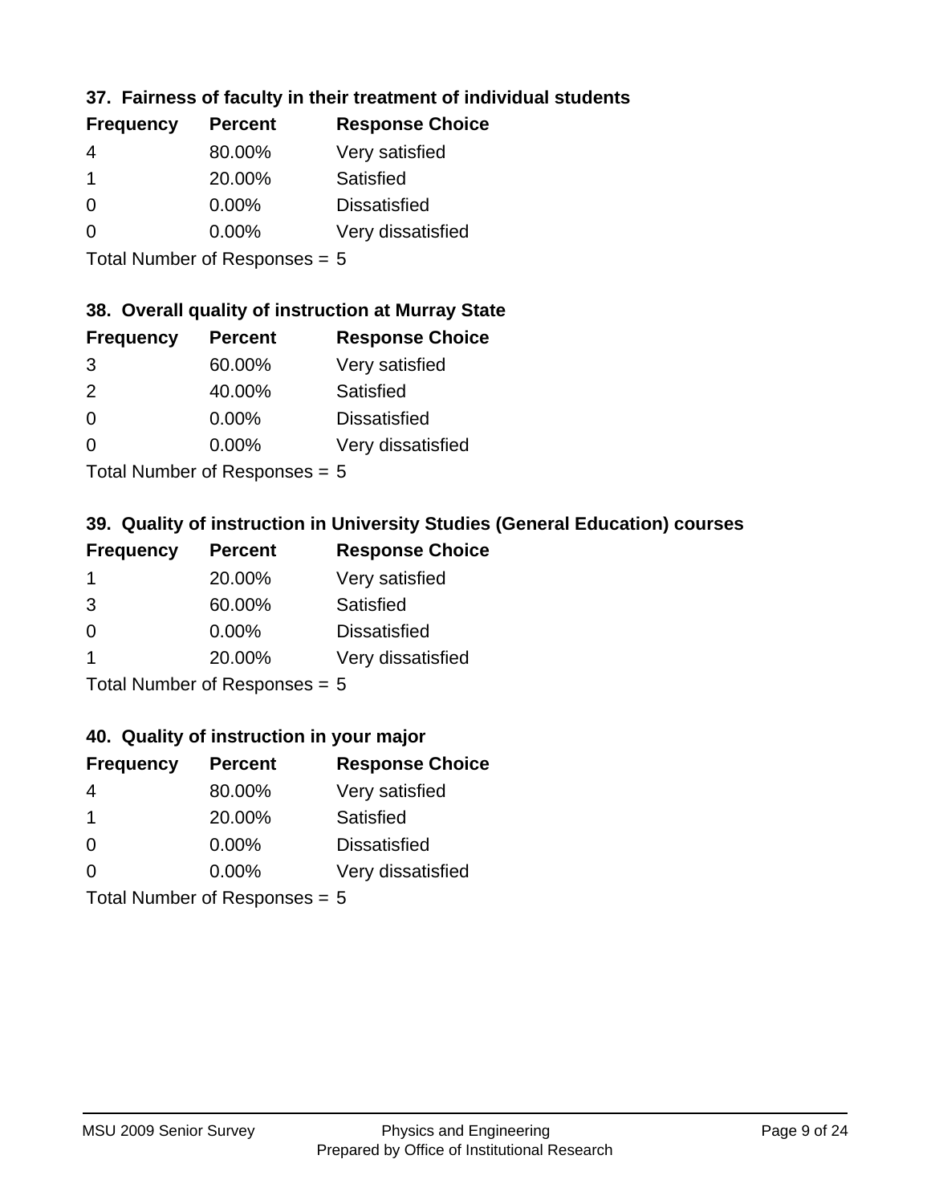### 37. Fairness of faculty in their treatment of individual students

| Frequency | Percent | Response Choice |
|---|---|---|
| 4 | 80.00% | Very satisfied |
| 1 | 20.00% | Satisfied |
| 0 | 0.00% | Dissatisfied |
| 0 | 0.00% | Very dissatisfied |

Total Number of Responses = 5

### 38. Overall quality of instruction at Murray State

| Frequency | Percent | Response Choice |
|---|---|---|
| 3 | 60.00% | Very satisfied |
| 2 | 40.00% | Satisfied |
| 0 | 0.00% | Dissatisfied |
| 0 | 0.00% | Very dissatisfied |

Total Number of Responses = 5

### 39. Quality of instruction in University Studies (General Education) courses

| Frequency | Percent | Response Choice |
|---|---|---|
| 1 | 20.00% | Very satisfied |
| 3 | 60.00% | Satisfied |
| 0 | 0.00% | Dissatisfied |
| 1 | 20.00% | Very dissatisfied |

Total Number of Responses = 5

### 40. Quality of instruction in your major

| Frequency | Percent | Response Choice |
|---|---|---|
| 4 | 80.00% | Very satisfied |
| 1 | 20.00% | Satisfied |
| 0 | 0.00% | Dissatisfied |
| 0 | 0.00% | Very dissatisfied |

Total Number of Responses = 5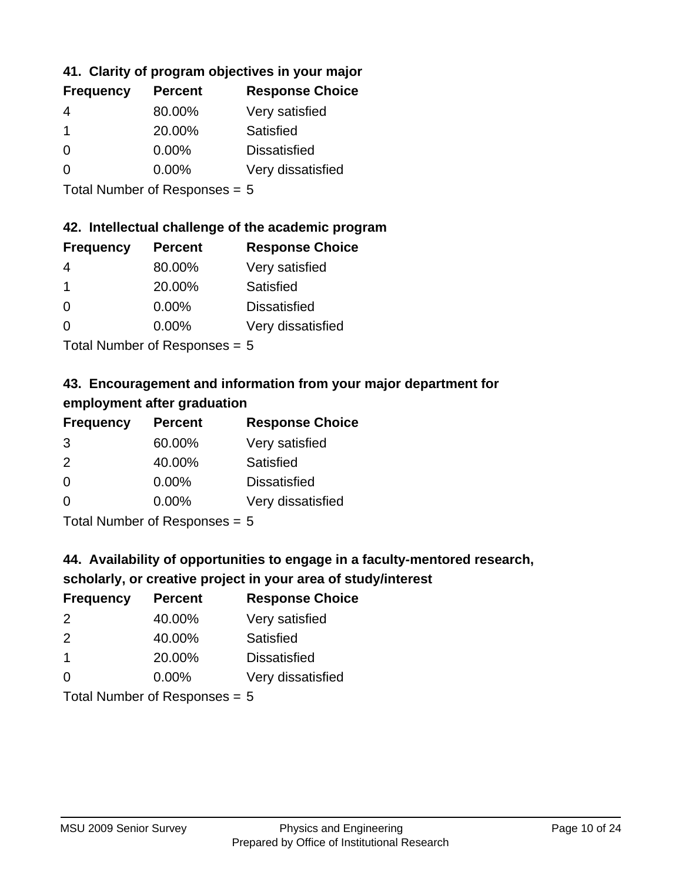### 41. Clarity of program objectives in your major

| Frequency | Percent | Response Choice |
|---|---|---|
| 4 | 80.00% | Very satisfied |
| 1 | 20.00% | Satisfied |
| 0 | 0.00% | Dissatisfied |
| 0 | 0.00% | Very dissatisfied |

Total Number of Responses = 5

### 42. Intellectual challenge of the academic program

| Frequency | Percent | Response Choice |
|---|---|---|
| 4 | 80.00% | Very satisfied |
| 1 | 20.00% | Satisfied |
| 0 | 0.00% | Dissatisfied |
| 0 | 0.00% | Very dissatisfied |

Total Number of Responses = 5

### 43. Encouragement and information from your major department for employment after graduation

| Frequency | Percent | Response Choice |
|---|---|---|
| 3 | 60.00% | Very satisfied |
| 2 | 40.00% | Satisfied |
| 0 | 0.00% | Dissatisfied |
| 0 | 0.00% | Very dissatisfied |

Total Number of Responses = 5

### 44. Availability of opportunities to engage in a faculty-mentored research, scholarly, or creative project in your area of study/interest

| Frequency | Percent | Response Choice |
|---|---|---|
| 2 | 40.00% | Very satisfied |
| 2 | 40.00% | Satisfied |
| 1 | 20.00% | Dissatisfied |
| 0 | 0.00% | Very dissatisfied |

Total Number of Responses = 5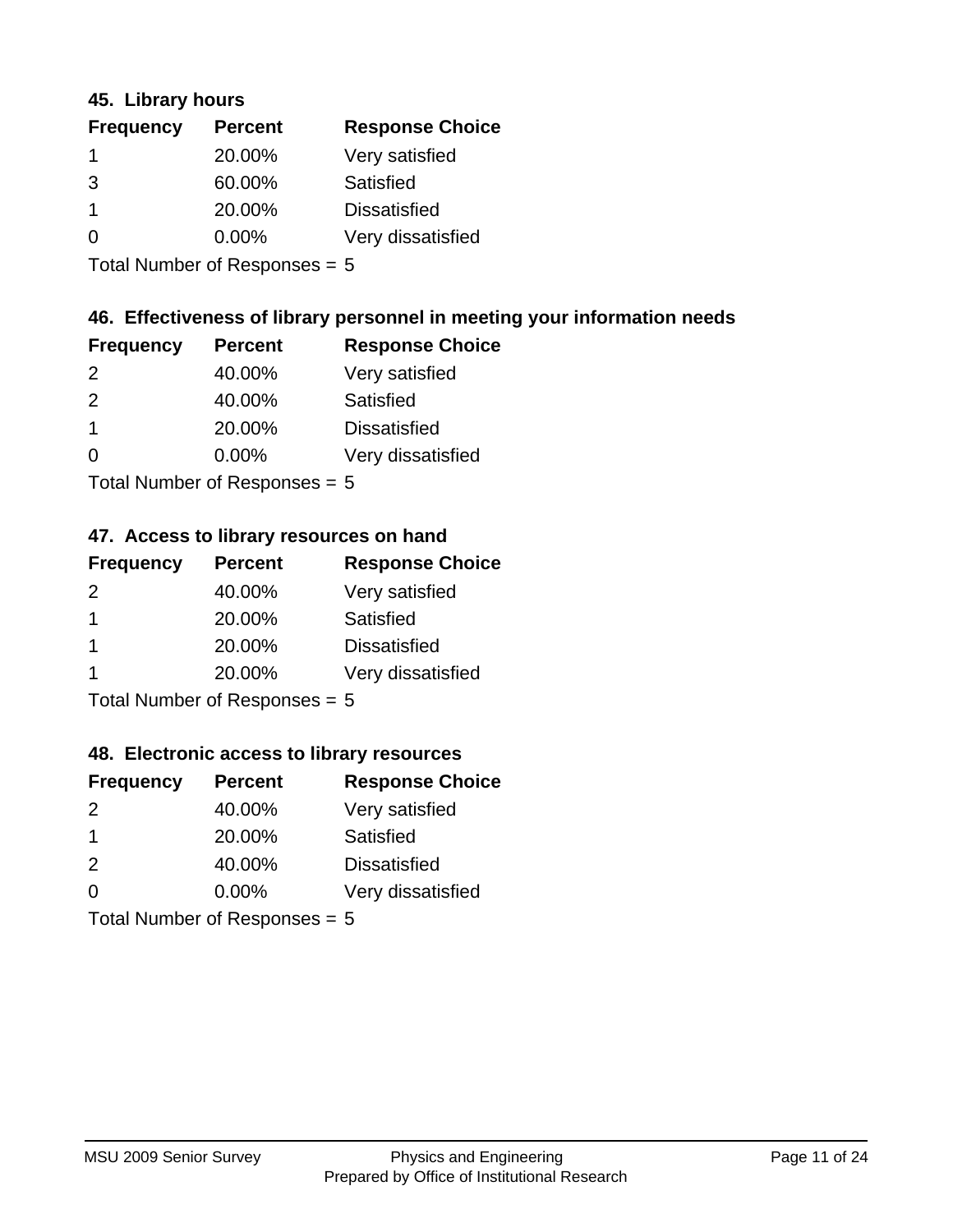### 45. Library hours

| Frequency | Percent | Response Choice |
|---|---|---|
| 1 | 20.00% | Very satisfied |
| 3 | 60.00% | Satisfied |
| 1 | 20.00% | Dissatisfied |
| 0 | 0.00% | Very dissatisfied |

Total Number of Responses = 5

### 46. Effectiveness of library personnel in meeting your information needs

| Frequency | Percent | Response Choice |
|---|---|---|
| 2 | 40.00% | Very satisfied |
| 2 | 40.00% | Satisfied |
| 1 | 20.00% | Dissatisfied |
| 0 | 0.00% | Very dissatisfied |

Total Number of Responses = 5

### 47. Access to library resources on hand

| Frequency | Percent | Response Choice |
|---|---|---|
| 2 | 40.00% | Very satisfied |
| 1 | 20.00% | Satisfied |
| 1 | 20.00% | Dissatisfied |
| 1 | 20.00% | Very dissatisfied |

Total Number of Responses = 5

### 48. Electronic access to library resources

| Frequency | Percent | Response Choice |
|---|---|---|
| 2 | 40.00% | Very satisfied |
| 1 | 20.00% | Satisfied |
| 2 | 40.00% | Dissatisfied |
| 0 | 0.00% | Very dissatisfied |

Total Number of Responses = 5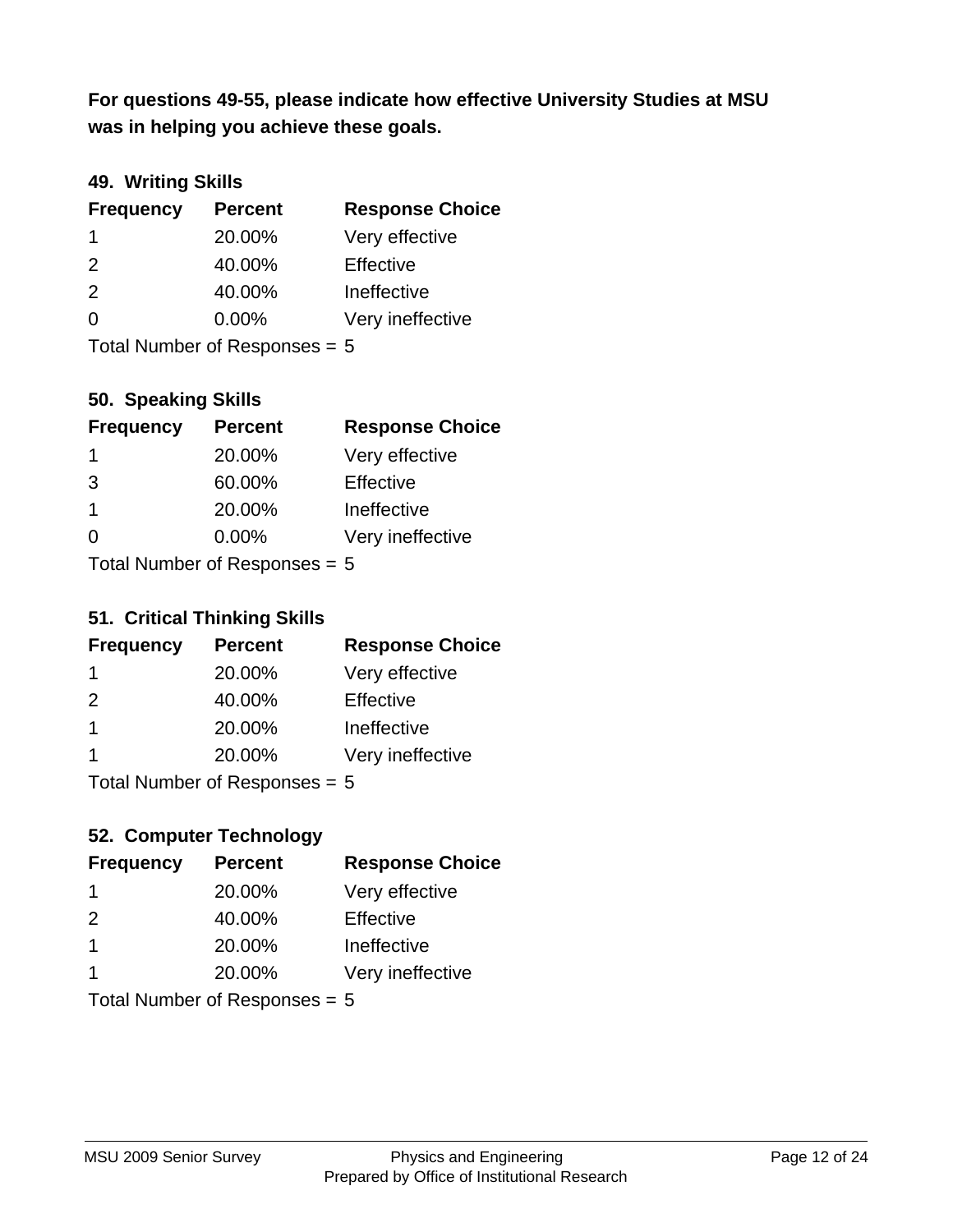**For questions 49-55, please indicate how effective University Studies at MSU was in helping you achieve these goals.**

### 49. Writing Skills

| Frequency | Percent | Response Choice |
|---|---|---|
| 1 | 20.00% | Very effective |
| 2 | 40.00% | Effective |
| 2 | 40.00% | Ineffective |
| 0 | 0.00% | Very ineffective |

Total Number of Responses = 5

### 50. Speaking Skills

| Frequency | Percent | Response Choice |
|---|---|---|
| 1 | 20.00% | Very effective |
| 3 | 60.00% | Effective |
| 1 | 20.00% | Ineffective |
| 0 | 0.00% | Very ineffective |

Total Number of Responses = 5

### 51. Critical Thinking Skills

| Frequency | Percent | Response Choice |
|---|---|---|
| 1 | 20.00% | Very effective |
| 2 | 40.00% | Effective |
| 1 | 20.00% | Ineffective |
| 1 | 20.00% | Very ineffective |

Total Number of Responses = 5

### 52. Computer Technology

| Frequency | Percent | Response Choice |
|---|---|---|
| 1 | 20.00% | Very effective |
| 2 | 40.00% | Effective |
| 1 | 20.00% | Ineffective |
| 1 | 20.00% | Very ineffective |

Total Number of Responses = 5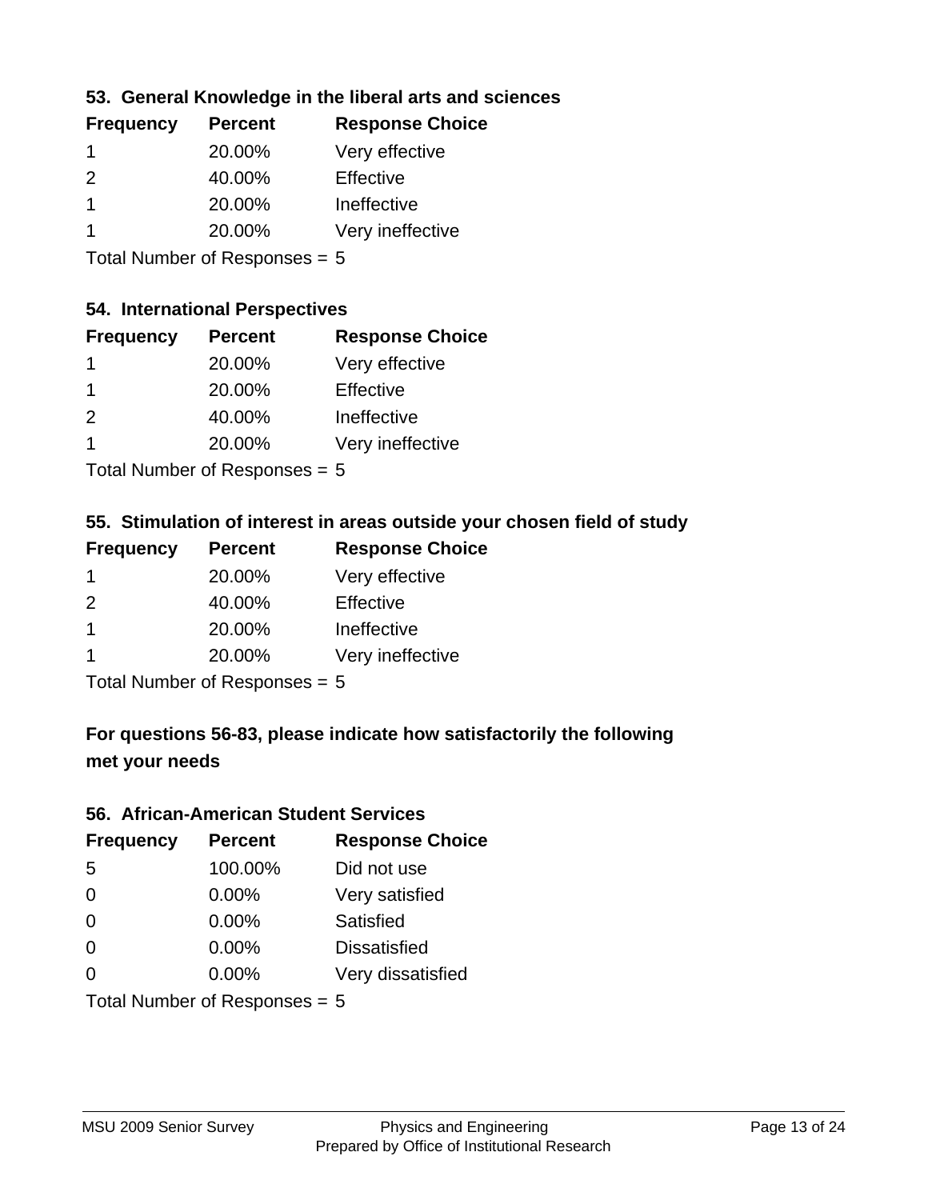### 53. General Knowledge in the liberal arts and sciences

| Frequency | Percent | Response Choice |
|---|---|---|
| 1 | 20.00% | Very effective |
| 2 | 40.00% | Effective |
| 1 | 20.00% | Ineffective |
| 1 | 20.00% | Very ineffective |

Total Number of Responses = 5

### 54. International Perspectives

| Frequency | Percent | Response Choice |
|---|---|---|
| 1 | 20.00% | Very effective |
| 1 | 20.00% | Effective |
| 2 | 40.00% | Ineffective |
| 1 | 20.00% | Very ineffective |

Total Number of Responses = 5

### 55. Stimulation of interest in areas outside your chosen field of study

| Frequency | Percent | Response Choice |
|---|---|---|
| 1 | 20.00% | Very effective |
| 2 | 40.00% | Effective |
| 1 | 20.00% | Ineffective |
| 1 | 20.00% | Very ineffective |

Total Number of Responses = 5

### For questions 56-83, please indicate how satisfactorily the following met your needs

### 56. African-American Student Services

| Frequency | Percent | Response Choice |
|---|---|---|
| 5 | 100.00% | Did not use |
| 0 | 0.00% | Very satisfied |
| 0 | 0.00% | Satisfied |
| 0 | 0.00% | Dissatisfied |
| 0 | 0.00% | Very dissatisfied |

Total Number of Responses = 5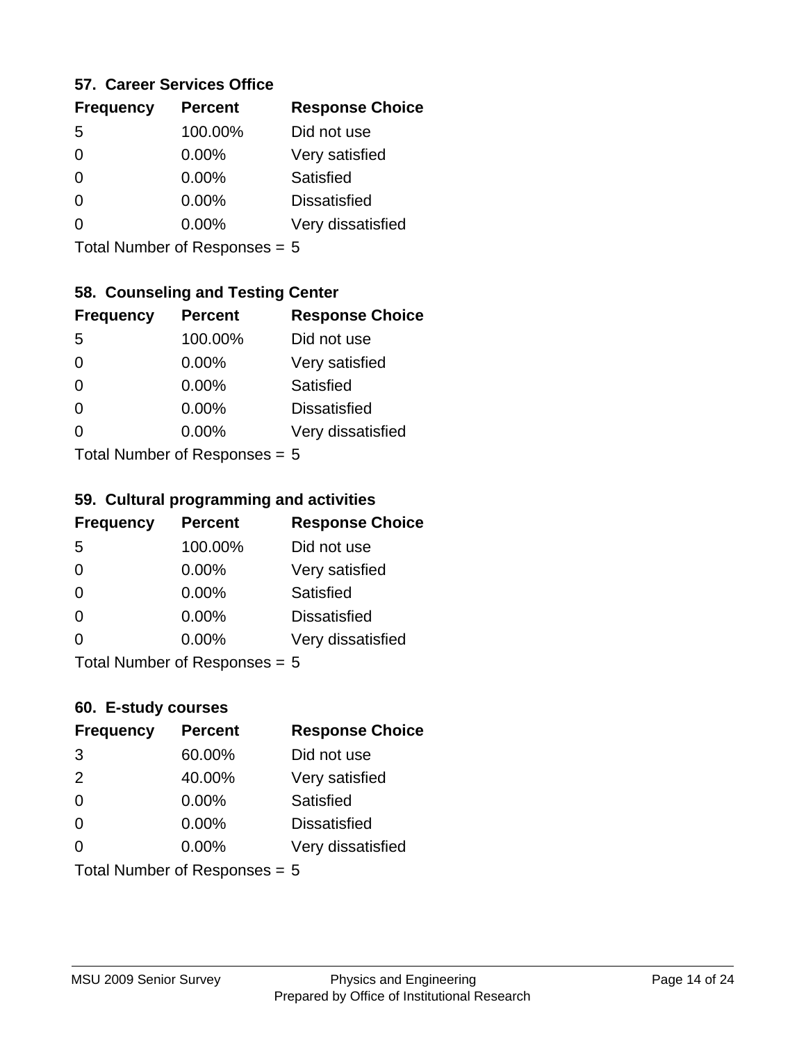### 57. Career Services Office

| Frequency | Percent | Response Choice |
|---|---|---|
| 5 | 100.00% | Did not use |
| 0 | 0.00% | Very satisfied |
| 0 | 0.00% | Satisfied |
| 0 | 0.00% | Dissatisfied |
| 0 | 0.00% | Very dissatisfied |

Total Number of Responses = 5

### 58. Counseling and Testing Center

| Frequency | Percent | Response Choice |
|---|---|---|
| 5 | 100.00% | Did not use |
| 0 | 0.00% | Very satisfied |
| 0 | 0.00% | Satisfied |
| 0 | 0.00% | Dissatisfied |
| 0 | 0.00% | Very dissatisfied |

Total Number of Responses = 5

### 59. Cultural programming and activities

| Frequency | Percent | Response Choice |
|---|---|---|
| 5 | 100.00% | Did not use |
| 0 | 0.00% | Very satisfied |
| 0 | 0.00% | Satisfied |
| 0 | 0.00% | Dissatisfied |
| 0 | 0.00% | Very dissatisfied |

Total Number of Responses = 5

### 60. E-study courses

| Frequency | Percent | Response Choice |
|---|---|---|
| 3 | 60.00% | Did not use |
| 2 | 40.00% | Very satisfied |
| 0 | 0.00% | Satisfied |
| 0 | 0.00% | Dissatisfied |
| 0 | 0.00% | Very dissatisfied |

Total Number of Responses = 5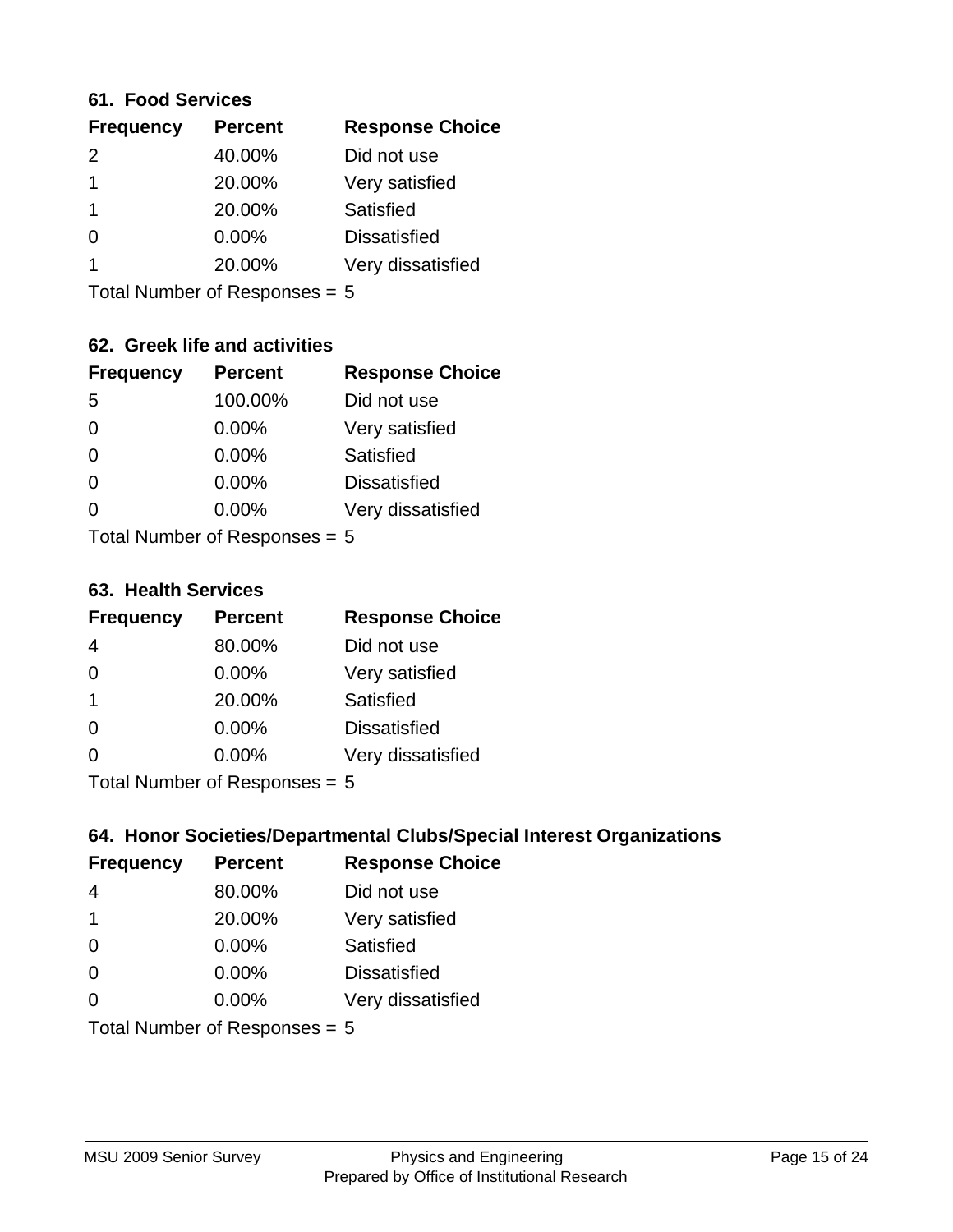### 61. Food Services

| Frequency | Percent | Response Choice |
|---|---|---|
| 2 | 40.00% | Did not use |
| 1 | 20.00% | Very satisfied |
| 1 | 20.00% | Satisfied |
| 0 | 0.00% | Dissatisfied |
| 1 | 20.00% | Very dissatisfied |

Total Number of Responses = 5

### 62. Greek life and activities

| Frequency | Percent | Response Choice |
|---|---|---|
| 5 | 100.00% | Did not use |
| 0 | 0.00% | Very satisfied |
| 0 | 0.00% | Satisfied |
| 0 | 0.00% | Dissatisfied |
| 0 | 0.00% | Very dissatisfied |

Total Number of Responses = 5

### 63. Health Services

| Frequency | Percent | Response Choice |
|---|---|---|
| 4 | 80.00% | Did not use |
| 0 | 0.00% | Very satisfied |
| 1 | 20.00% | Satisfied |
| 0 | 0.00% | Dissatisfied |
| 0 | 0.00% | Very dissatisfied |

Total Number of Responses = 5

### 64. Honor Societies/Departmental Clubs/Special Interest Organizations

| Frequency | Percent | Response Choice |
|---|---|---|
| 4 | 80.00% | Did not use |
| 1 | 20.00% | Very satisfied |
| 0 | 0.00% | Satisfied |
| 0 | 0.00% | Dissatisfied |
| 0 | 0.00% | Very dissatisfied |

Total Number of Responses = 5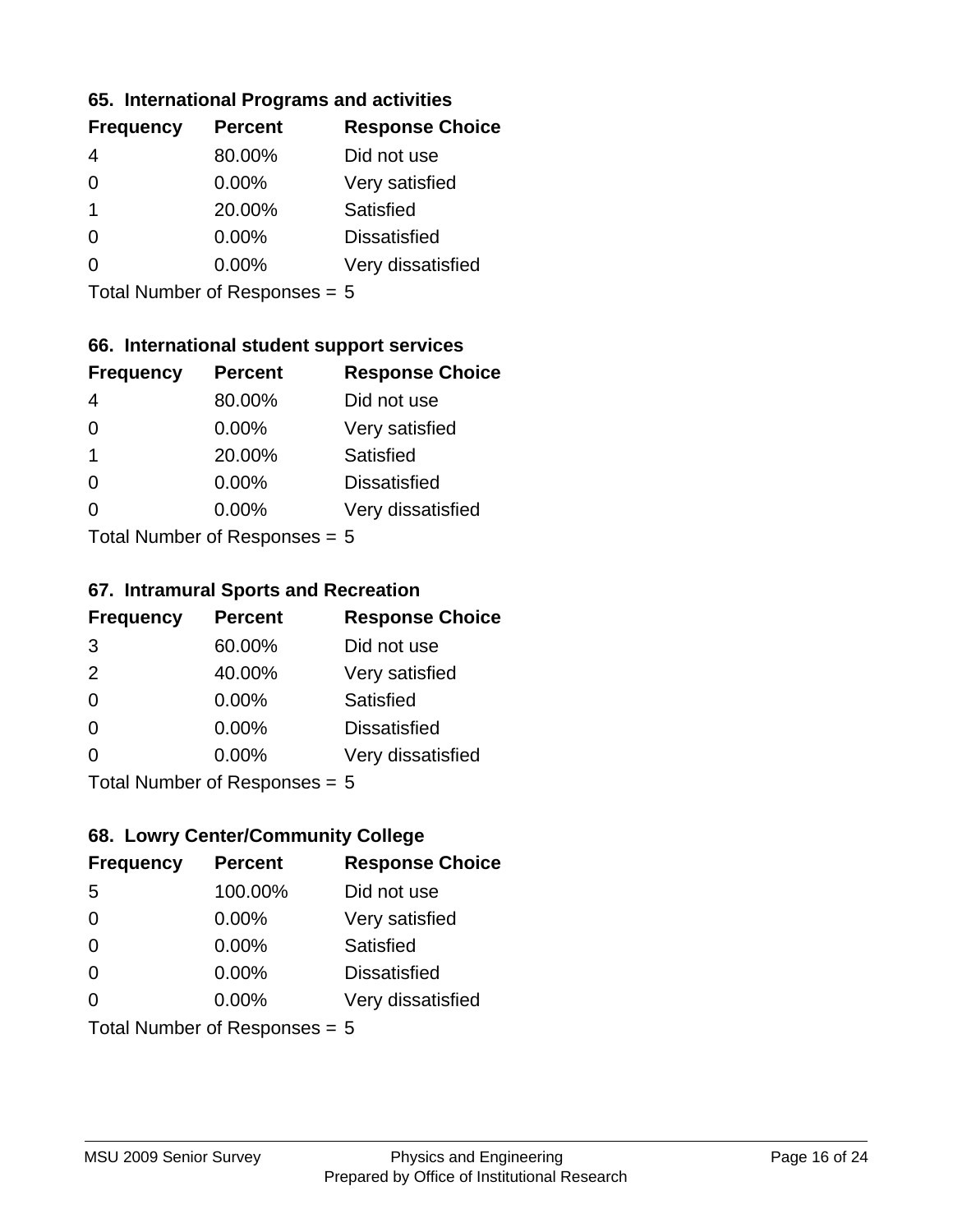### 65. International Programs and activities

| Frequency | Percent | Response Choice |
|---|---|---|
| 4 | 80.00% | Did not use |
| 0 | 0.00% | Very satisfied |
| 1 | 20.00% | Satisfied |
| 0 | 0.00% | Dissatisfied |
| 0 | 0.00% | Very dissatisfied |

Total Number of Responses = 5

### 66. International student support services

| Frequency | Percent | Response Choice |
|---|---|---|
| 4 | 80.00% | Did not use |
| 0 | 0.00% | Very satisfied |
| 1 | 20.00% | Satisfied |
| 0 | 0.00% | Dissatisfied |
| 0 | 0.00% | Very dissatisfied |

Total Number of Responses = 5

### 67. Intramural Sports and Recreation

| Frequency | Percent | Response Choice |
|---|---|---|
| 3 | 60.00% | Did not use |
| 2 | 40.00% | Very satisfied |
| 0 | 0.00% | Satisfied |
| 0 | 0.00% | Dissatisfied |
| 0 | 0.00% | Very dissatisfied |

Total Number of Responses = 5

### 68. Lowry Center/Community College

| Frequency | Percent | Response Choice |
|---|---|---|
| 5 | 100.00% | Did not use |
| 0 | 0.00% | Very satisfied |
| 0 | 0.00% | Satisfied |
| 0 | 0.00% | Dissatisfied |
| 0 | 0.00% | Very dissatisfied |

Total Number of Responses = 5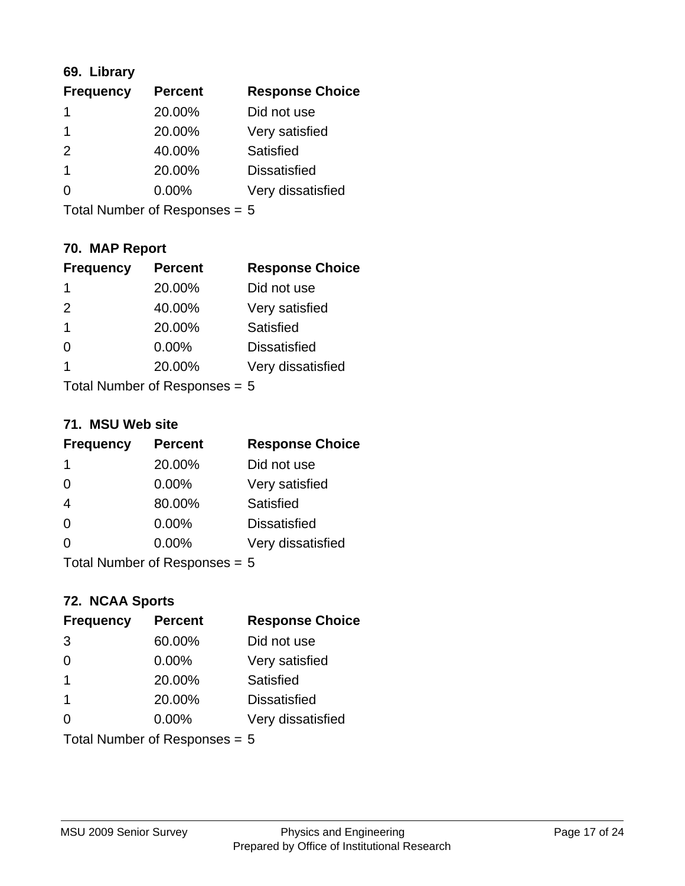### 69. Library

| Frequency | Percent | Response Choice |
|---|---|---|
| 1 | 20.00% | Did not use |
| 1 | 20.00% | Very satisfied |
| 2 | 40.00% | Satisfied |
| 1 | 20.00% | Dissatisfied |
| 0 | 0.00% | Very dissatisfied |

Total Number of Responses = 5

### 70. MAP Report

| Frequency | Percent | Response Choice |
|---|---|---|
| 1 | 20.00% | Did not use |
| 2 | 40.00% | Very satisfied |
| 1 | 20.00% | Satisfied |
| 0 | 0.00% | Dissatisfied |
| 1 | 20.00% | Very dissatisfied |

Total Number of Responses = 5

### 71. MSU Web site

| Frequency | Percent | Response Choice |
|---|---|---|
| 1 | 20.00% | Did not use |
| 0 | 0.00% | Very satisfied |
| 4 | 80.00% | Satisfied |
| 0 | 0.00% | Dissatisfied |
| 0 | 0.00% | Very dissatisfied |

Total Number of Responses = 5

### 72. NCAA Sports

| Frequency | Percent | Response Choice |
|---|---|---|
| 3 | 60.00% | Did not use |
| 0 | 0.00% | Very satisfied |
| 1 | 20.00% | Satisfied |
| 1 | 20.00% | Dissatisfied |
| 0 | 0.00% | Very dissatisfied |

Total Number of Responses = 5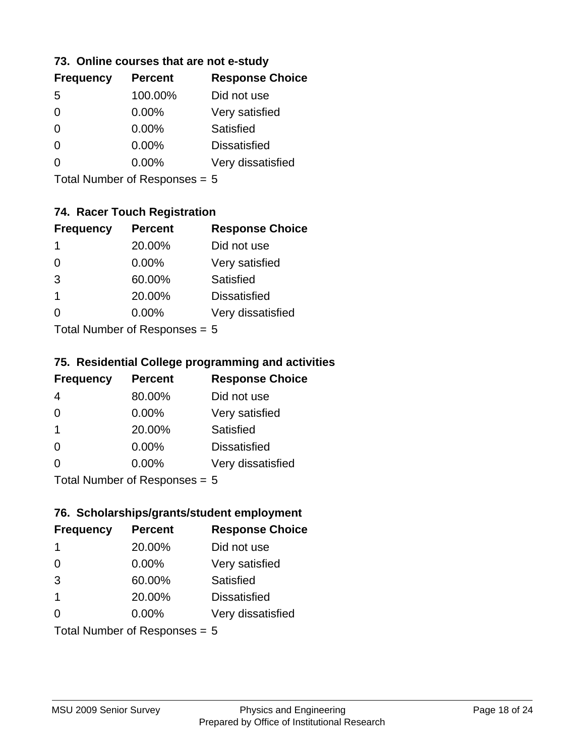### 73. Online courses that are not e-study

| Frequency | Percent | Response Choice |
|---|---|---|
| 5 | 100.00% | Did not use |
| 0 | 0.00% | Very satisfied |
| 0 | 0.00% | Satisfied |
| 0 | 0.00% | Dissatisfied |
| 0 | 0.00% | Very dissatisfied |

Total Number of Responses = 5

### 74. Racer Touch Registration

| Frequency | Percent | Response Choice |
|---|---|---|
| 1 | 20.00% | Did not use |
| 0 | 0.00% | Very satisfied |
| 3 | 60.00% | Satisfied |
| 1 | 20.00% | Dissatisfied |
| 0 | 0.00% | Very dissatisfied |

Total Number of Responses = 5

### 75. Residential College programming and activities

| Frequency | Percent | Response Choice |
|---|---|---|
| 4 | 80.00% | Did not use |
| 0 | 0.00% | Very satisfied |
| 1 | 20.00% | Satisfied |
| 0 | 0.00% | Dissatisfied |
| 0 | 0.00% | Very dissatisfied |

Total Number of Responses = 5

### 76. Scholarships/grants/student employment

| Frequency | Percent | Response Choice |
|---|---|---|
| 1 | 20.00% | Did not use |
| 0 | 0.00% | Very satisfied |
| 3 | 60.00% | Satisfied |
| 1 | 20.00% | Dissatisfied |
| 0 | 0.00% | Very dissatisfied |

Total Number of Responses = 5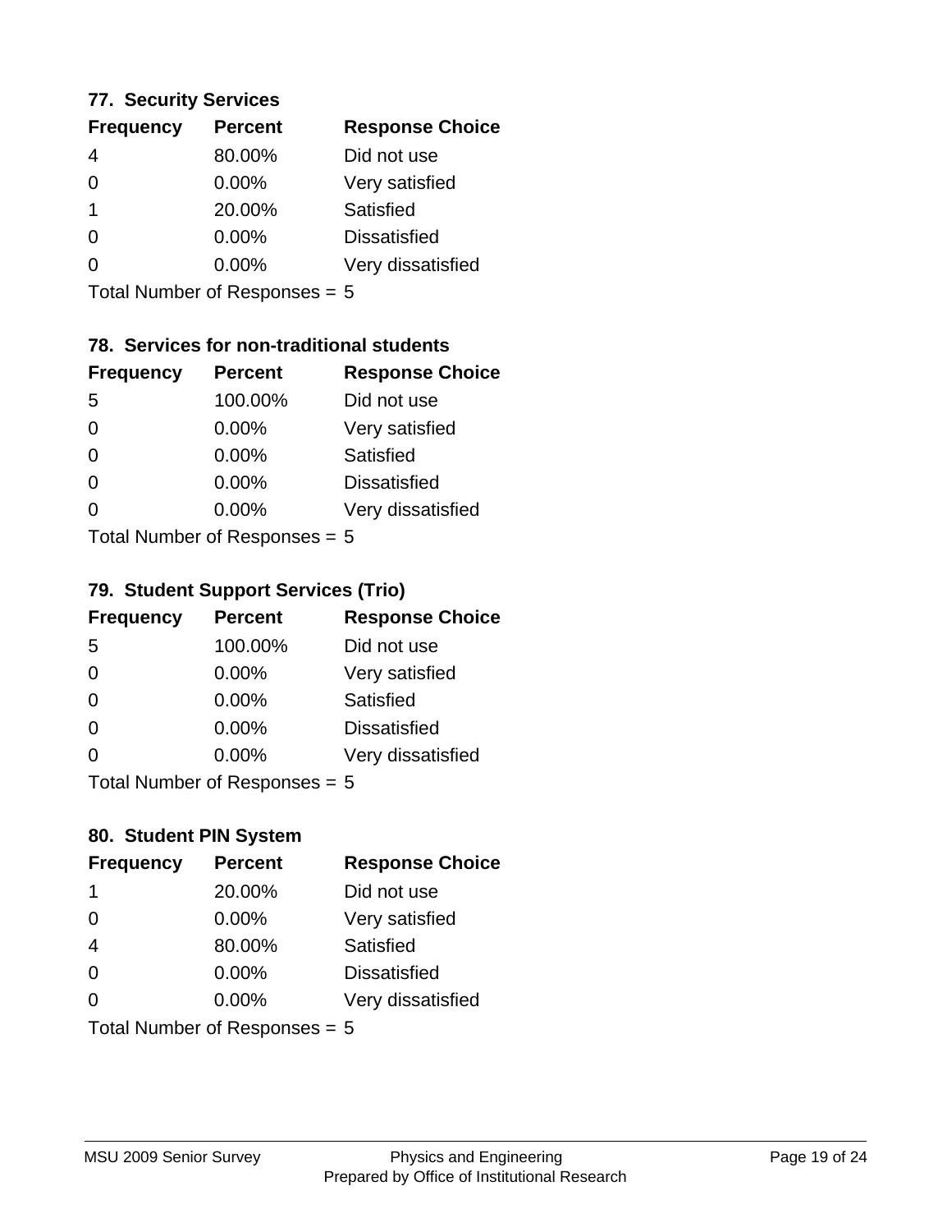### 77. Security Services

| Frequency | Percent | Response Choice |
|---|---|---|
| 4 | 80.00% | Did not use |
| 0 | 0.00% | Very satisfied |
| 1 | 20.00% | Satisfied |
| 0 | 0.00% | Dissatisfied |
| 0 | 0.00% | Very dissatisfied |

Total Number of Responses = 5

### 78. Services for non-traditional students

| Frequency | Percent | Response Choice |
|---|---|---|
| 5 | 100.00% | Did not use |
| 0 | 0.00% | Very satisfied |
| 0 | 0.00% | Satisfied |
| 0 | 0.00% | Dissatisfied |
| 0 | 0.00% | Very dissatisfied |

Total Number of Responses = 5

### 79. Student Support Services (Trio)

| Frequency | Percent | Response Choice |
|---|---|---|
| 5 | 100.00% | Did not use |
| 0 | 0.00% | Very satisfied |
| 0 | 0.00% | Satisfied |
| 0 | 0.00% | Dissatisfied |
| 0 | 0.00% | Very dissatisfied |

Total Number of Responses = 5

### 80. Student PIN System

| Frequency | Percent | Response Choice |
|---|---|---|
| 1 | 20.00% | Did not use |
| 0 | 0.00% | Very satisfied |
| 4 | 80.00% | Satisfied |
| 0 | 0.00% | Dissatisfied |
| 0 | 0.00% | Very dissatisfied |

Total Number of Responses = 5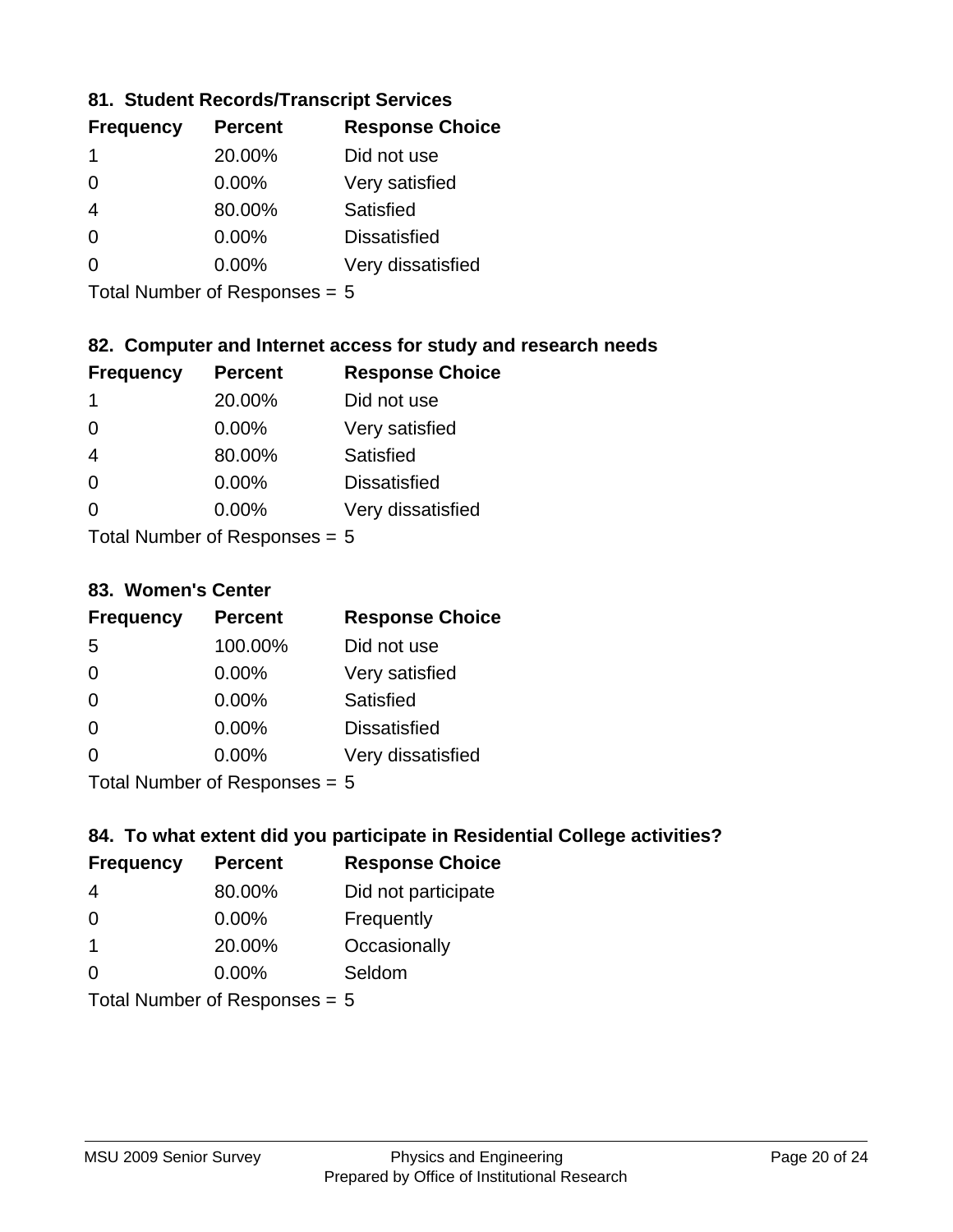### 81. Student Records/Transcript Services

| Frequency | Percent | Response Choice |
|---|---|---|
| 1 | 20.00% | Did not use |
| 0 | 0.00% | Very satisfied |
| 4 | 80.00% | Satisfied |
| 0 | 0.00% | Dissatisfied |
| 0 | 0.00% | Very dissatisfied |

Total Number of Responses = 5

### 82. Computer and Internet access for study and research needs

| Frequency | Percent | Response Choice |
|---|---|---|
| 1 | 20.00% | Did not use |
| 0 | 0.00% | Very satisfied |
| 4 | 80.00% | Satisfied |
| 0 | 0.00% | Dissatisfied |
| 0 | 0.00% | Very dissatisfied |

Total Number of Responses = 5

### 83. Women's Center

| Frequency | Percent | Response Choice |
|---|---|---|
| 5 | 100.00% | Did not use |
| 0 | 0.00% | Very satisfied |
| 0 | 0.00% | Satisfied |
| 0 | 0.00% | Dissatisfied |
| 0 | 0.00% | Very dissatisfied |

Total Number of Responses = 5

### 84. To what extent did you participate in Residential College activities?

| Frequency | Percent | Response Choice |
|---|---|---|
| 4 | 80.00% | Did not participate |
| 0 | 0.00% | Frequently |
| 1 | 20.00% | Occasionally |
| 0 | 0.00% | Seldom |

Total Number of Responses = 5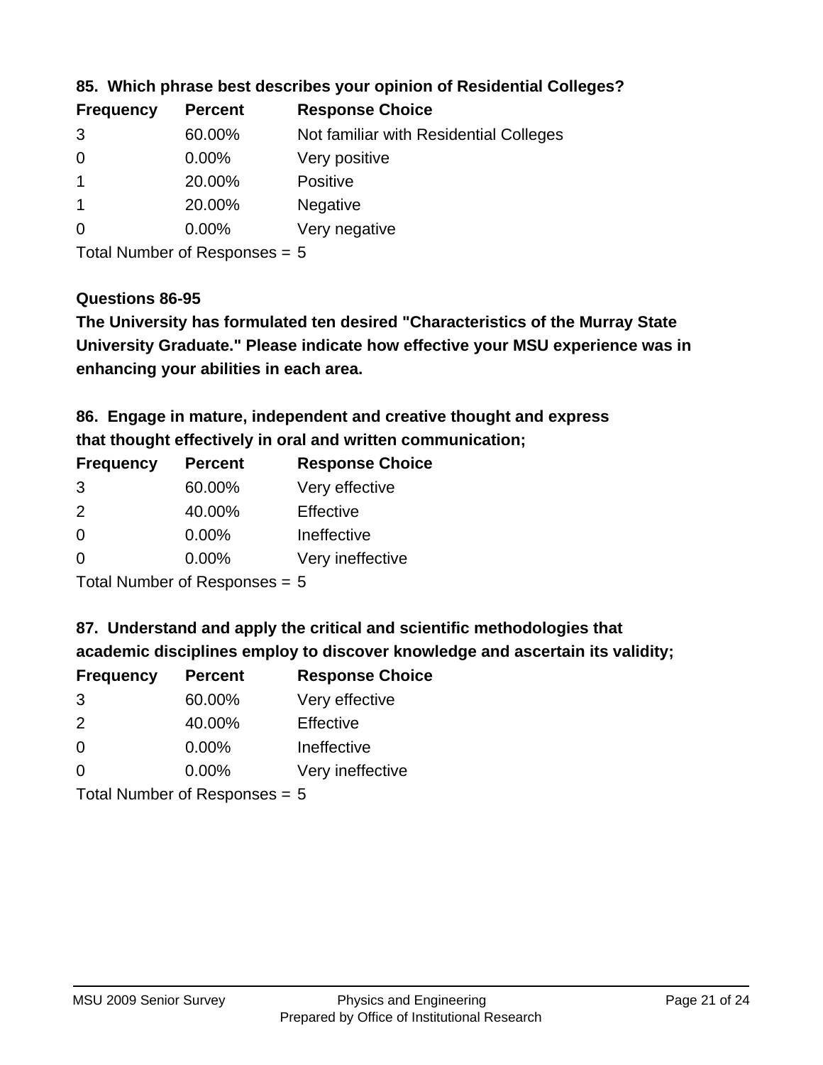**85. Which phrase best describes your opinion of Residential Colleges?**

| Frequency | Percent | Response Choice |
|---|---|---|
| 3 | 60.00% | Not familiar with Residential Colleges |
| 0 | 0.00% | Very positive |
| 1 | 20.00% | Positive |
| 1 | 20.00% | Negative |
| 0 | 0.00% | Very negative |

Total Number of Responses = 5

**Questions 86-95**

**The University has formulated ten desired "Characteristics of the Murray State University Graduate." Please indicate how effective your MSU experience was in enhancing your abilities in each area.**

**86. Engage in mature, independent and creative thought and express that thought effectively in oral and written communication;**

| Frequency | Percent | Response Choice |
|---|---|---|
| 3 | 60.00% | Very effective |
| 2 | 40.00% | Effective |
| 0 | 0.00% | Ineffective |
| 0 | 0.00% | Very ineffective |

Total Number of Responses = 5

**87. Understand and apply the critical and scientific methodologies that academic disciplines employ to discover knowledge and ascertain its validity;**

| Frequency | Percent | Response Choice |
|---|---|---|
| 3 | 60.00% | Very effective |
| 2 | 40.00% | Effective |
| 0 | 0.00% | Ineffective |
| 0 | 0.00% | Very ineffective |

Total Number of Responses = 5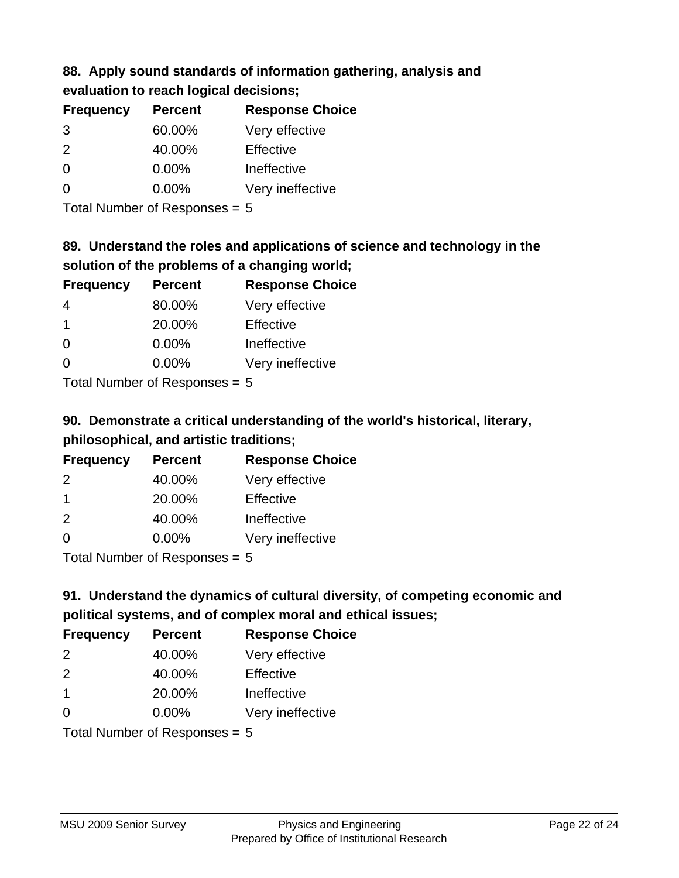### 88. Apply sound standards of information gathering, analysis and evaluation to reach logical decisions;

| Frequency | Percent | Response Choice |
|---|---|---|
| 3 | 60.00% | Very effective |
| 2 | 40.00% | Effective |
| 0 | 0.00% | Ineffective |
| 0 | 0.00% | Very ineffective |

Total Number of Responses = 5

### 89. Understand the roles and applications of science and technology in the solution of the problems of a changing world;

| Frequency | Percent | Response Choice |
|---|---|---|
| 4 | 80.00% | Very effective |
| 1 | 20.00% | Effective |
| 0 | 0.00% | Ineffective |
| 0 | 0.00% | Very ineffective |

Total Number of Responses = 5

### 90. Demonstrate a critical understanding of the world's historical, literary, philosophical, and artistic traditions;

| Frequency | Percent | Response Choice |
|---|---|---|
| 2 | 40.00% | Very effective |
| 1 | 20.00% | Effective |
| 2 | 40.00% | Ineffective |
| 0 | 0.00% | Very ineffective |

Total Number of Responses = 5

### 91. Understand the dynamics of cultural diversity, of competing economic and political systems, and of complex moral and ethical issues;

| Frequency | Percent | Response Choice |
|---|---|---|
| 2 | 40.00% | Very effective |
| 2 | 40.00% | Effective |
| 1 | 20.00% | Ineffective |
| 0 | 0.00% | Very ineffective |

Total Number of Responses = 5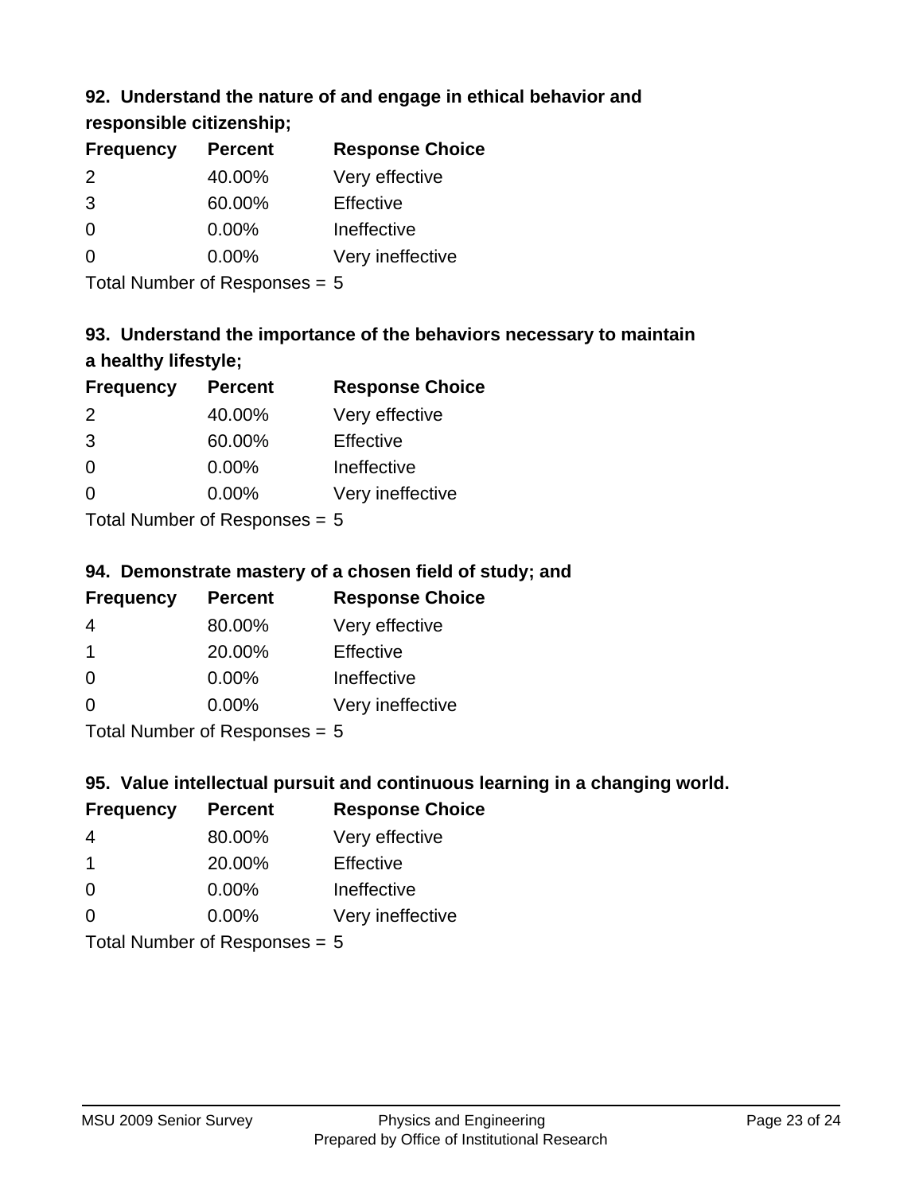### 92. Understand the nature of and engage in ethical behavior and responsible citizenship;

| Frequency | Percent | Response Choice |
|---|---|---|
| 2 | 40.00% | Very effective |
| 3 | 60.00% | Effective |
| 0 | 0.00% | Ineffective |
| 0 | 0.00% | Very ineffective |

Total Number of Responses = 5

### 93. Understand the importance of the behaviors necessary to maintain a healthy lifestyle;

| Frequency | Percent | Response Choice |
|---|---|---|
| 2 | 40.00% | Very effective |
| 3 | 60.00% | Effective |
| 0 | 0.00% | Ineffective |
| 0 | 0.00% | Very ineffective |

Total Number of Responses = 5

### 94. Demonstrate mastery of a chosen field of study; and

| Frequency | Percent | Response Choice |
|---|---|---|
| 4 | 80.00% | Very effective |
| 1 | 20.00% | Effective |
| 0 | 0.00% | Ineffective |
| 0 | 0.00% | Very ineffective |

Total Number of Responses = 5

### 95. Value intellectual pursuit and continuous learning in a changing world.

| Frequency | Percent | Response Choice |
|---|---|---|
| 4 | 80.00% | Very effective |
| 1 | 20.00% | Effective |
| 0 | 0.00% | Ineffective |
| 0 | 0.00% | Very ineffective |

Total Number of Responses = 5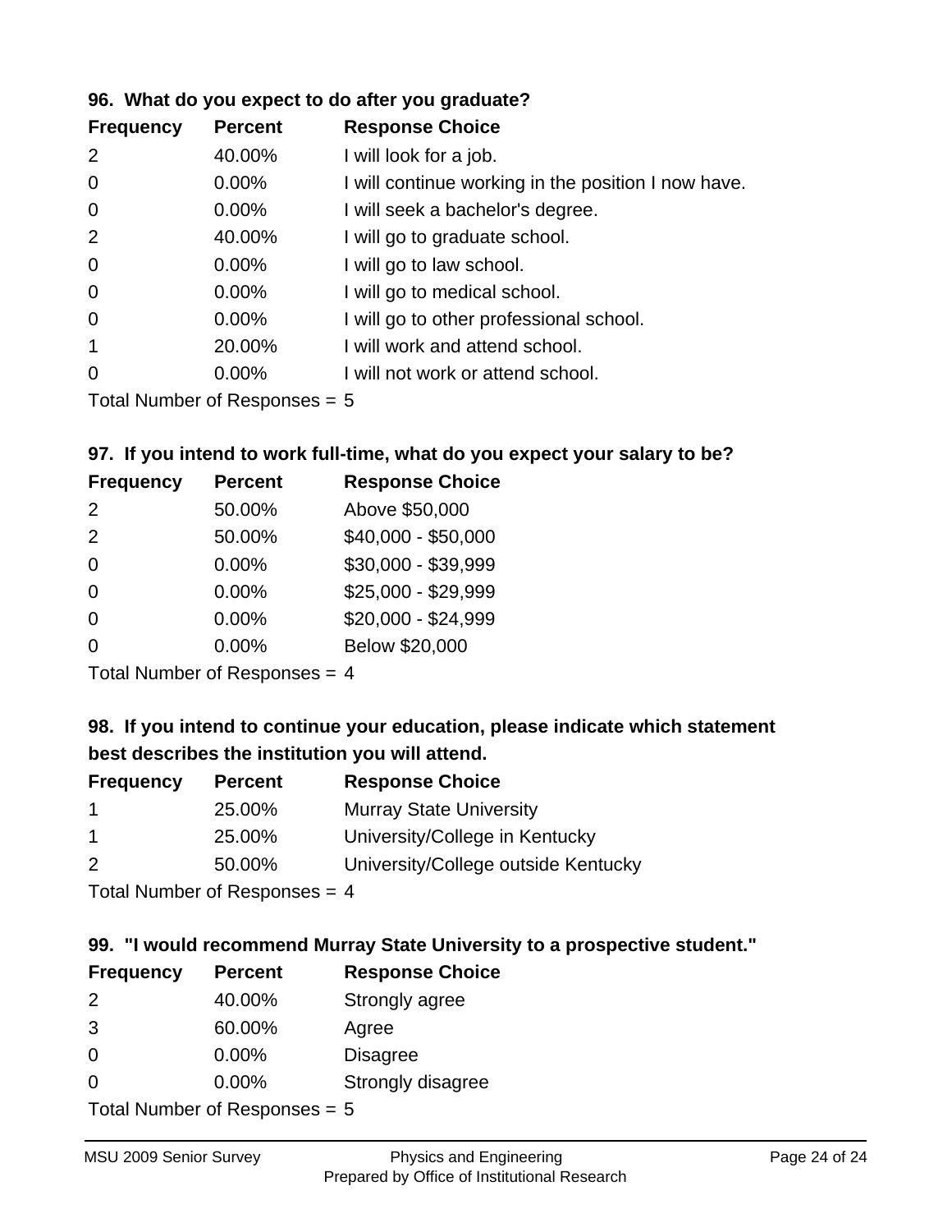### 96. What do you expect to do after you graduate?

| Frequency | Percent | Response Choice |
|---|---|---|
| 2 | 40.00% | I will look for a job. |
| 0 | 0.00% | I will continue working in the position I now have. |
| 0 | 0.00% | I will seek a bachelor's degree. |
| 2 | 40.00% | I will go to graduate school. |
| 0 | 0.00% | I will go to law school. |
| 0 | 0.00% | I will go to medical school. |
| 0 | 0.00% | I will go to other professional school. |
| 1 | 20.00% | I will work and attend school. |
| 0 | 0.00% | I will not work or attend school. |

Total Number of Responses = 5

### 97. If you intend to work full-time, what do you expect your salary to be?

| Frequency | Percent | Response Choice |
|---|---|---|
| 2 | 50.00% | Above $50,000 |
| 2 | 50.00% | $40,000 - $50,000 |
| 0 | 0.00% | $30,000 - $39,999 |
| 0 | 0.00% | $25,000 - $29,999 |
| 0 | 0.00% | $20,000 - $24,999 |
| 0 | 0.00% | Below $20,000 |

Total Number of Responses = 4

### 98. If you intend to continue your education, please indicate which statement best describes the institution you will attend.

| Frequency | Percent | Response Choice |
|---|---|---|
| 1 | 25.00% | Murray State University |
| 1 | 25.00% | University/College in Kentucky |
| 2 | 50.00% | University/College outside Kentucky |

Total Number of Responses = 4

### 99. "I would recommend Murray State University to a prospective student."

| Frequency | Percent | Response Choice |
|---|---|---|
| 2 | 40.00% | Strongly agree |
| 3 | 60.00% | Agree |
| 0 | 0.00% | Disagree |
| 0 | 0.00% | Strongly disagree |

Total Number of Responses = 5